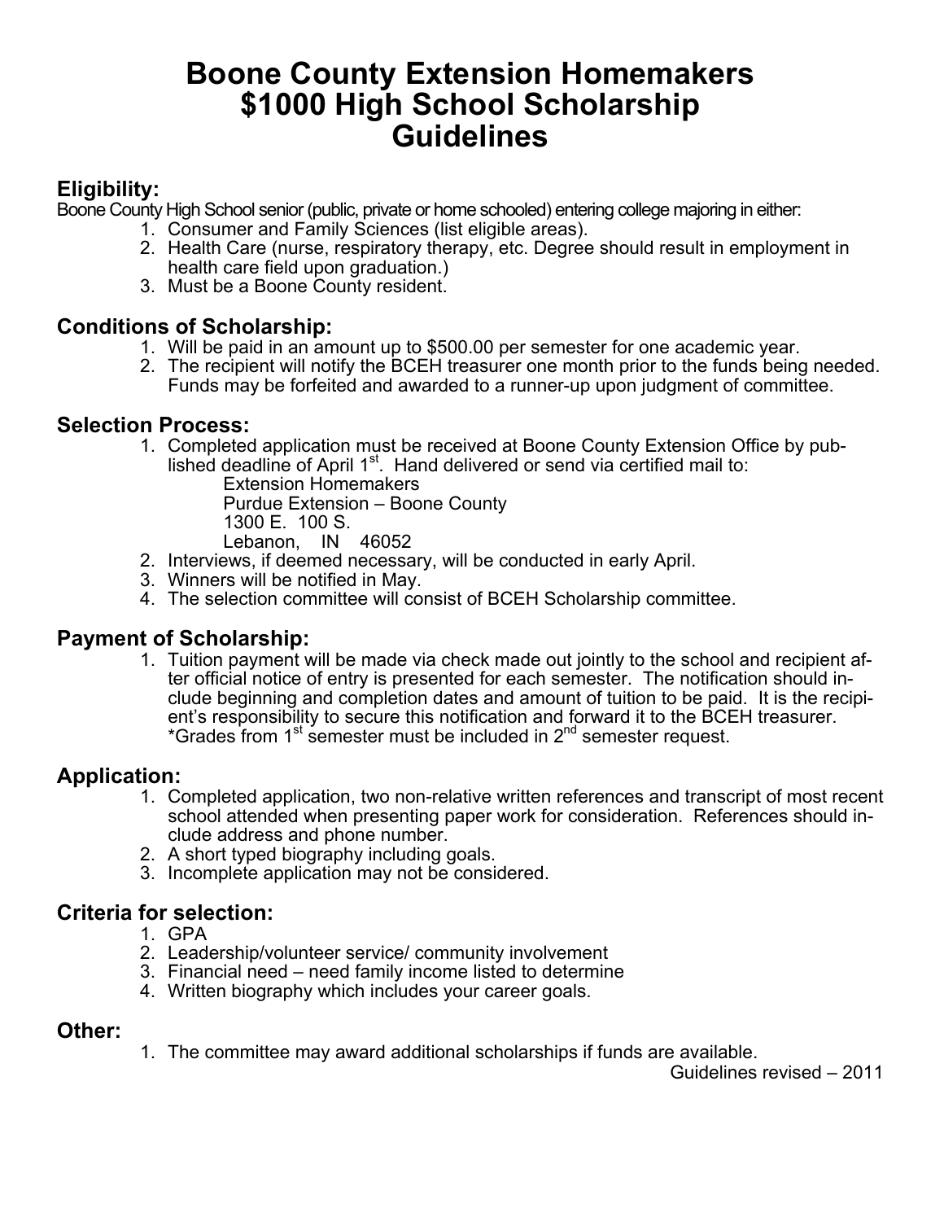# Boone County Extension Homemakers
# $1000 High School Scholarship
# Guidelines

## Eligibility:

Boone County High School senior (public, private or home schooled) entering college majoring in either:

1. Consumer and Family Sciences (list eligible areas).
2. Health Care (nurse, respiratory therapy, etc. Degree should result in employment in health care field upon graduation.)
3. Must be a Boone County resident.

## Conditions of Scholarship:

1. Will be paid in an amount up to $500.00 per semester for one academic year.
2. The recipient will notify the BCEH treasurer one month prior to the funds being needed. Funds may be forfeited and awarded to a runner-up upon judgment of committee.

## Selection Process:

1. Completed application must be received at Boone County Extension Office by published deadline of April 1st. Hand delivered or send via certified mail to:
   Extension Homemakers
   Purdue Extension – Boone County
   1300 E. 100 S.
   Lebanon, IN 46052
2. Interviews, if deemed necessary, will be conducted in early April.
3. Winners will be notified in May.
4. The selection committee will consist of BCEH Scholarship committee.

## Payment of Scholarship:

1. Tuition payment will be made via check made out jointly to the school and recipient after official notice of entry is presented for each semester. The notification should include beginning and completion dates and amount of tuition to be paid. It is the recipient's responsibility to secure this notification and forward it to the BCEH treasurer. *Grades from 1st semester must be included in 2nd semester request.

## Application:

1. Completed application, two non-relative written references and transcript of most recent school attended when presenting paper work for consideration. References should include address and phone number.
2. A short typed biography including goals.
3. Incomplete application may not be considered.

## Criteria for selection:

1. GPA
2. Leadership/volunteer service/ community involvement
3. Financial need – need family income listed to determine
4. Written biography which includes your career goals.

## Other:

1. The committee may award additional scholarships if funds are available.

Guidelines revised – 2011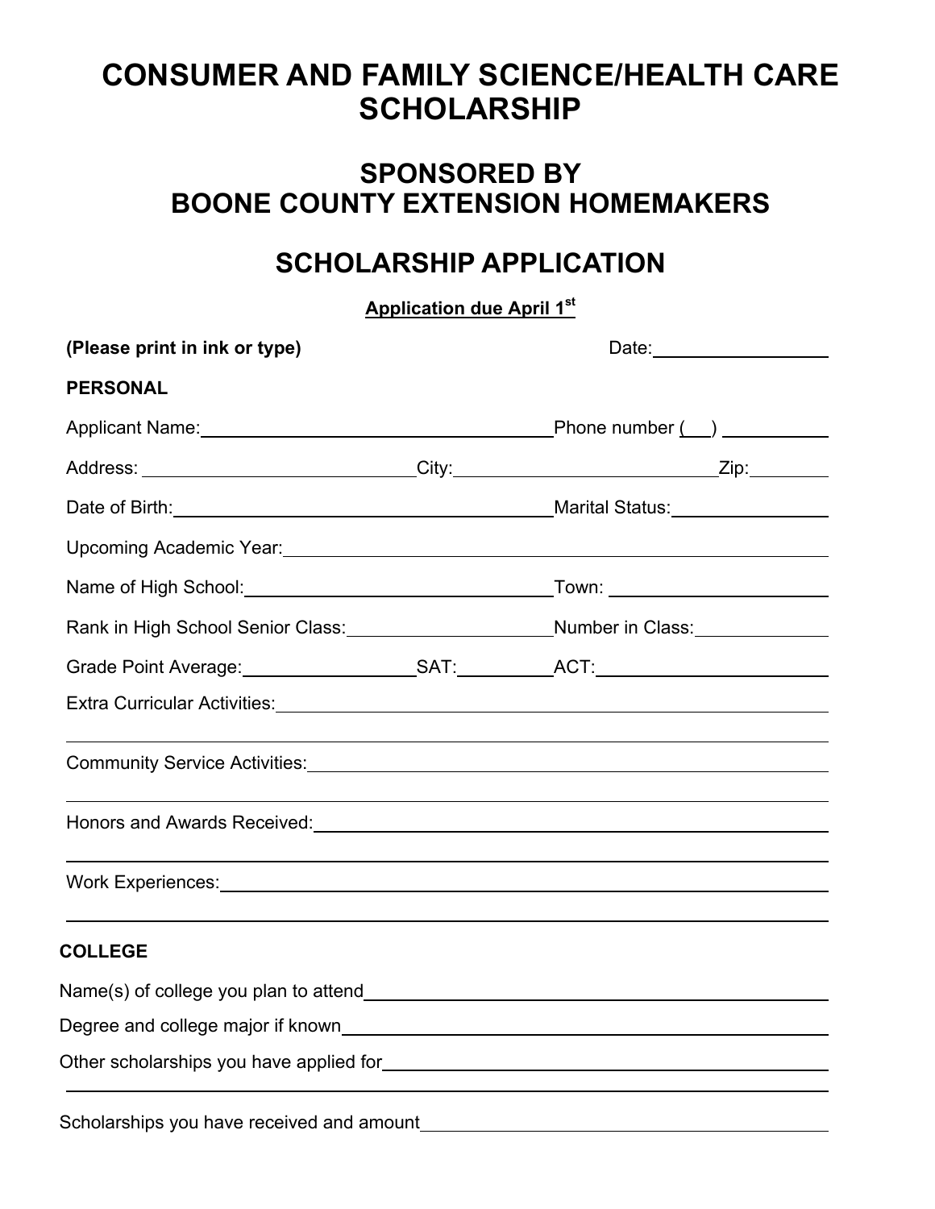# CONSUMER AND FAMILY SCIENCE/HEALTH CARE SCHOLARSHIP

## SPONSORED BY BOONE COUNTY EXTENSION HOMEMAKERS

## SCHOLARSHIP APPLICATION

**Application due April 1st**

**(Please print in ink or type)** Date: \_\_\_\_\_\_\_\_\_\_\_\_\_\_\_\_

**PERSONAL**

Applicant Name: \_\_\_\_\_\_\_\_\_\_\_\_\_\_\_\_\_\_\_\_\_\_\_\_\_\_\_\_\_\_ Phone number (\_\_\_) \_\_\_\_\_\_\_\_\_\_

Address: \_\_\_\_\_\_\_\_\_\_\_\_\_\_\_\_\_\_\_\_\_\_\_\_ City: \_\_\_\_\_\_\_\_\_\_\_\_\_\_\_\_\_\_\_\_\_\_\_\_ Zip: \_\_\_\_\_\_\_

Date of Birth: \_\_\_\_\_\_\_\_\_\_\_\_\_\_\_\_\_\_\_\_\_\_\_\_\_\_\_\_\_\_ Marital Status: \_\_\_\_\_\_\_\_\_\_\_\_\_\_

Upcoming Academic Year: \_\_\_\_\_\_\_\_\_\_\_\_\_\_\_\_\_\_\_\_\_\_\_\_\_\_\_\_\_\_\_\_\_\_\_\_\_\_\_\_\_\_\_\_\_\_\_\_

Name of High School: \_\_\_\_\_\_\_\_\_\_\_\_\_\_\_\_\_\_\_\_\_\_\_\_\_\_\_\_\_\_ Town: \_\_\_\_\_\_\_\_\_\_\_\_\_\_\_\_\_\_\_\_

Rank in High School Senior Class: \_\_\_\_\_\_\_\_\_\_\_\_\_\_\_\_\_\_\_\_ Number in Class: \_\_\_\_\_\_\_\_\_\_\_\_

Grade Point Average: \_\_\_\_\_\_\_\_\_\_\_\_\_\_\_\_ SAT: \_\_\_\_\_\_\_\_\_\_ ACT: \_\_\_\_\_\_\_\_\_\_\_\_\_\_\_\_\_\_\_\_\_\_\_\_

Extra Curricular Activities: \_\_\_\_\_\_\_\_\_\_\_\_\_\_\_\_\_\_\_\_\_\_\_\_\_\_\_\_\_\_\_\_\_\_\_\_\_\_\_\_\_\_\_\_\_\_\_\_

\_\_\_\_\_\_\_\_\_\_\_\_\_\_\_\_\_\_\_\_\_\_\_\_\_\_\_\_\_\_\_\_\_\_\_\_\_\_\_\_\_\_\_\_\_\_\_\_\_\_\_\_\_\_\_\_\_\_\_\_\_\_\_\_\_\_\_\_\_\_\_\_\_\_

Community Service Activities: \_\_\_\_\_\_\_\_\_\_\_\_\_\_\_\_\_\_\_\_\_\_\_\_\_\_\_\_\_\_\_\_\_\_\_\_\_\_\_\_\_\_\_\_\_\_\_

\_\_\_\_\_\_\_\_\_\_\_\_\_\_\_\_\_\_\_\_\_\_\_\_\_\_\_\_\_\_\_\_\_\_\_\_\_\_\_\_\_\_\_\_\_\_\_\_\_\_\_\_\_\_\_\_\_\_\_\_\_\_\_\_\_\_\_\_\_\_\_\_\_\_

Honors and Awards Received: \_\_\_\_\_\_\_\_\_\_\_\_\_\_\_\_\_\_\_\_\_\_\_\_\_\_\_\_\_\_\_\_\_\_\_\_\_\_\_\_\_\_\_\_\_\_\_

\_\_\_\_\_\_\_\_\_\_\_\_\_\_\_\_\_\_\_\_\_\_\_\_\_\_\_\_\_\_\_\_\_\_\_\_\_\_\_\_\_\_\_\_\_\_\_\_\_\_\_\_\_\_\_\_\_\_\_\_\_\_\_\_\_\_\_\_\_\_\_\_\_\_

Work Experiences: \_\_\_\_\_\_\_\_\_\_\_\_\_\_\_\_\_\_\_\_\_\_\_\_\_\_\_\_\_\_\_\_\_\_\_\_\_\_\_\_\_\_\_\_\_\_\_\_\_\_\_\_\_\_\_\_\_\_\_

\_\_\_\_\_\_\_\_\_\_\_\_\_\_\_\_\_\_\_\_\_\_\_\_\_\_\_\_\_\_\_\_\_\_\_\_\_\_\_\_\_\_\_\_\_\_\_\_\_\_\_\_\_\_\_\_\_\_\_\_\_\_\_\_\_\_\_\_\_\_\_\_\_\_

**COLLEGE**

Name(s) of college you plan to attend \_\_\_\_\_\_\_\_\_\_\_\_\_\_\_\_\_\_\_\_\_\_\_\_\_\_\_\_\_\_\_\_\_\_\_\_\_\_\_\_\_\_

Degree and college major if known \_\_\_\_\_\_\_\_\_\_\_\_\_\_\_\_\_\_\_\_\_\_\_\_\_\_\_\_\_\_\_\_\_\_\_\_\_\_\_\_\_\_\_\_

Other scholarships you have applied for \_\_\_\_\_\_\_\_\_\_\_\_\_\_\_\_\_\_\_\_\_\_\_\_\_\_\_\_\_\_\_\_\_\_\_\_\_\_\_\_

\_\_\_\_\_\_\_\_\_\_\_\_\_\_\_\_\_\_\_\_\_\_\_\_\_\_\_\_\_\_\_\_\_\_\_\_\_\_\_\_\_\_\_\_\_\_\_\_\_\_\_\_\_\_\_\_\_\_\_\_\_\_\_\_\_\_\_\_\_\_\_\_\_\_

Scholarships you have received and amount \_\_\_\_\_\_\_\_\_\_\_\_\_\_\_\_\_\_\_\_\_\_\_\_\_\_\_\_\_\_\_\_\_\_\_\_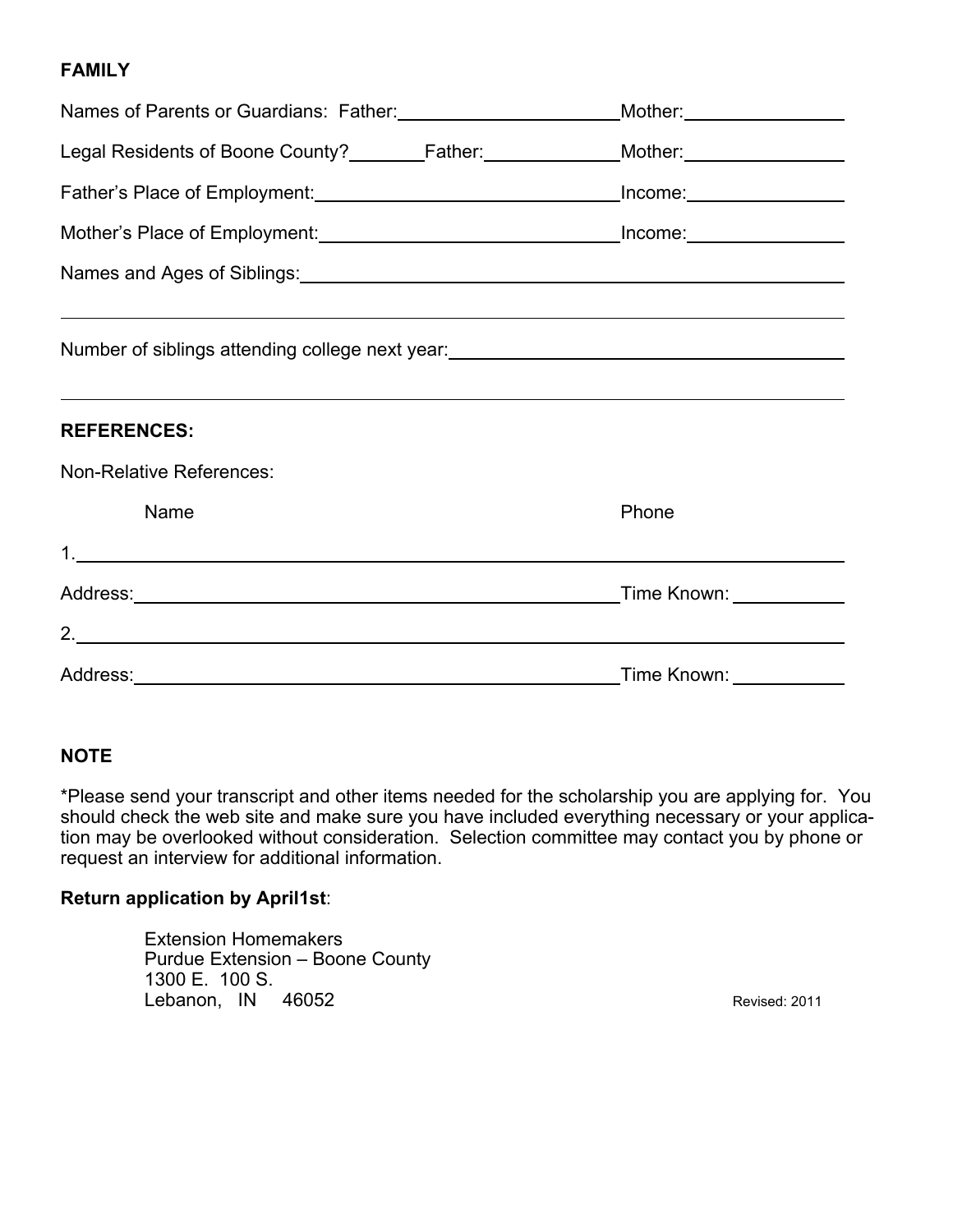**FAMILY**

Names of Parents or Guardians: Father:\_\_\_\_\_\_\_\_\_\_\_\_\_\_\_\_\_\_\_\_ Mother:\_\_\_\_\_\_\_\_\_\_\_\_\_\_\_\_

Legal Residents of Boone County?\_\_\_\_\_\_\_ Father:\_\_\_\_\_\_\_\_\_\_\_\_\_ Mother:\_\_\_\_\_\_\_\_\_\_\_\_\_\_\_\_

Father's Place of Employment:\_\_\_\_\_\_\_\_\_\_\_\_\_\_\_\_\_\_\_\_\_\_\_\_\_\_\_\_ Income:\_\_\_\_\_\_\_\_\_\_\_\_\_\_\_\_

Mother's Place of Employment:\_\_\_\_\_\_\_\_\_\_\_\_\_\_\_\_\_\_\_\_\_\_\_\_\_\_\_\_ Income:\_\_\_\_\_\_\_\_\_\_\_\_\_\_\_\_

Names and Ages of Siblings:\_\_\_\_\_\_\_\_\_\_\_\_\_\_\_\_\_\_\_\_\_\_\_\_\_\_\_\_\_\_\_\_\_\_\_\_\_\_\_\_\_\_\_\_\_\_\_\_\_\_

\_\_\_\_\_\_\_\_\_\_\_\_\_\_\_\_\_\_\_\_\_\_\_\_\_\_\_\_\_\_\_\_\_\_\_\_\_\_\_\_\_\_\_\_\_\_\_\_\_\_\_\_\_\_\_\_\_\_\_\_\_\_\_\_\_\_\_\_\_\_\_\_\_\_\_\_

Number of siblings attending college next year:\_\_\_\_\_\_\_\_\_\_\_\_\_\_\_\_\_\_\_\_\_\_\_\_\_\_\_\_\_\_\_\_\_\_\_\_\_\_

\_\_\_\_\_\_\_\_\_\_\_\_\_\_\_\_\_\_\_\_\_\_\_\_\_\_\_\_\_\_\_\_\_\_\_\_\_\_\_\_\_\_\_\_\_\_\_\_\_\_\_\_\_\_\_\_\_\_\_\_\_\_\_\_\_\_\_\_\_\_\_\_\_\_\_\_

**REFERENCES:**

Non-Relative References:

Name | Phone

1.\_\_\_\_\_\_\_\_\_\_\_\_\_\_\_\_\_\_\_\_\_\_\_\_\_\_\_\_\_\_\_\_\_\_\_\_\_\_\_\_\_\_\_\_\_\_\_\_\_\_\_\_\_\_\_\_\_\_\_\_\_\_\_\_\_\_\_\_\_\_\_\_\_\_

Address:\_\_\_\_\_\_\_\_\_\_\_\_\_\_\_\_\_\_\_\_\_\_\_\_\_\_\_\_\_\_\_\_\_\_\_\_\_\_\_\_\_\_\_\_\_\_\_\_ Time Known: \_\_\_\_\_\_\_\_\_\_\_

2.\_\_\_\_\_\_\_\_\_\_\_\_\_\_\_\_\_\_\_\_\_\_\_\_\_\_\_\_\_\_\_\_\_\_\_\_\_\_\_\_\_\_\_\_\_\_\_\_\_\_\_\_\_\_\_\_\_\_\_\_\_\_\_\_\_\_\_\_\_\_\_\_\_\_

Address:\_\_\_\_\_\_\_\_\_\_\_\_\_\_\_\_\_\_\_\_\_\_\_\_\_\_\_\_\_\_\_\_\_\_\_\_\_\_\_\_\_\_\_\_\_\_\_\_ Time Known: \_\_\_\_\_\_\_\_\_\_\_

**NOTE**

*Please send your transcript and other items needed for the scholarship you are applying for. You should check the web site and make sure you have included everything necessary or your application may be overlooked without consideration. Selection committee may contact you by phone or request an interview for additional information.

**Return application by April1st**:

Extension Homemakers
Purdue Extension – Boone County
1300 E. 100 S.
Lebanon, IN 46052

Revised: 2011